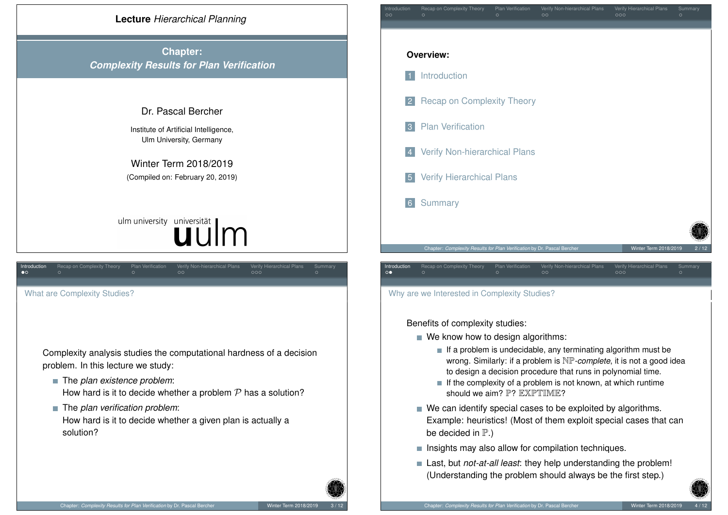# Lecture *Hierarchical Planning*

## Chapter: *Complexity Results for Plan Verification*

Dr. Pascal Bercher

Institute of Artificial Intelligence,
Ulm University, Germany

Winter Term 2018/2019

(Compiled on: February 20, 2019)

ulm university universität uulm

---

**Overview:**

1. Introduction
2. Recap on Complexity Theory
3. Plan Verification
4. Verify Non-hierarchical Plans
5. Verify Hierarchical Plans
6. Summary

---

## What are Complexity Studies?

Complexity analysis studies the computational hardness of a decision problem. In this lecture we study:

- The *plan existence problem*:
  How hard is it to decide whether a problem $\mathcal{P}$ has a solution?
- The *plan verification problem*:
  How hard is it to decide whether a given plan is actually a solution?

---

## Why are we Interested in Complexity Studies?

Benefits of complexity studies:

- We know how to design algorithms:
  - If a problem is undecidable, any terminating algorithm must be wrong. Similarly: if a problem is $\mathbb{NP}$-*complete*, it is not a good idea to design a decision procedure that runs in polynomial time.
  - If the complexity of a problem is not known, at which runtime should we aim? $\mathbb{P}$? $\mathbb{EXPTIME}$?
- We can identify special cases to be exploited by algorithms. Example: heuristics! (Most of them exploit special cases that can be decided in $\mathbb{P}$.)
- Insights may also allow for compilation techniques.
- Last, but *not-at-all least*: they help understanding the problem! (Understanding the problem should always be the first step.)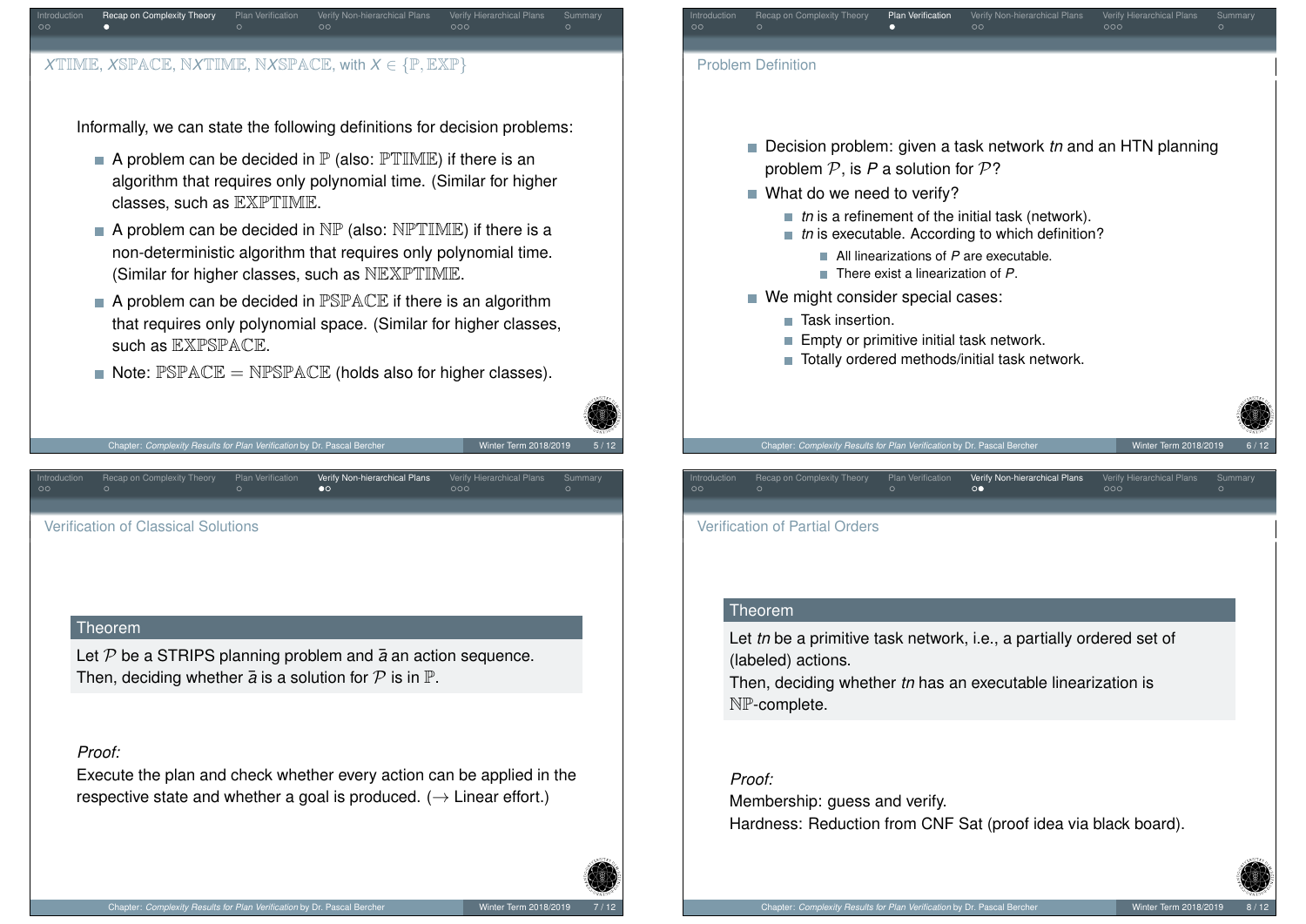## $X$TIME, $X$SPACE, N$X$TIME, N$X$SPACE, with $X \in \{\mathbb{P}, \mathbb{EXP}\}$

Informally, we can state the following definitions for decision problems:

- A problem can be decided in $\mathbb{P}$ (also: $\mathbb{PTIME}$) if there is an algorithm that requires only polynomial time. (Similar for higher classes, such as $\mathbb{EXPTIME}$.
- A problem can be decided in $\mathbb{NP}$ (also: $\mathbb{NPTIME}$) if there is a non-deterministic algorithm that requires only polynomial time. (Similar for higher classes, such as $\mathbb{NEXPTIME}$.
- A problem can be decided in $\mathbb{PSPACE}$ if there is an algorithm that requires only polynomial space. (Similar for higher classes, such as $\mathbb{EXPSPACE}$.
- Note: $\mathbb{PSPACE} = \mathbb{NPSPACE}$ (holds also for higher classes).

## Problem Definition

- Decision problem: given a task network *tn* and an HTN planning problem $\mathcal{P}$, is *P* a solution for $\mathcal{P}$?
- What do we need to verify?
  - *tn* is a refinement of the initial task (network).
  - *tn* is executable. According to which definition?
    - All linearizations of *P* are executable.
    - There exist a linearization of *P*.
- We might consider special cases:
  - Task insertion.
  - Empty or primitive initial task network.
  - Totally ordered methods/initial task network.

## Verification of Classical Solutions

**Theorem**

Let $\mathcal{P}$ be a STRIPS planning problem and $\bar{a}$ an action sequence. Then, deciding whether $\bar{a}$ is a solution for $\mathcal{P}$ is in $\mathbb{P}$.

*Proof:*
Execute the plan and check whether every action can be applied in the respective state and whether a goal is produced. ($\rightarrow$ Linear effort.)

## Verification of Partial Orders

**Theorem**

Let *tn* be a primitive task network, i.e., a partially ordered set of (labeled) actions.
Then, deciding whether *tn* has an executable linearization is $\mathbb{NP}$-complete.

*Proof:*
Membership: guess and verify.
Hardness: Reduction from CNF Sat (proof idea via black board).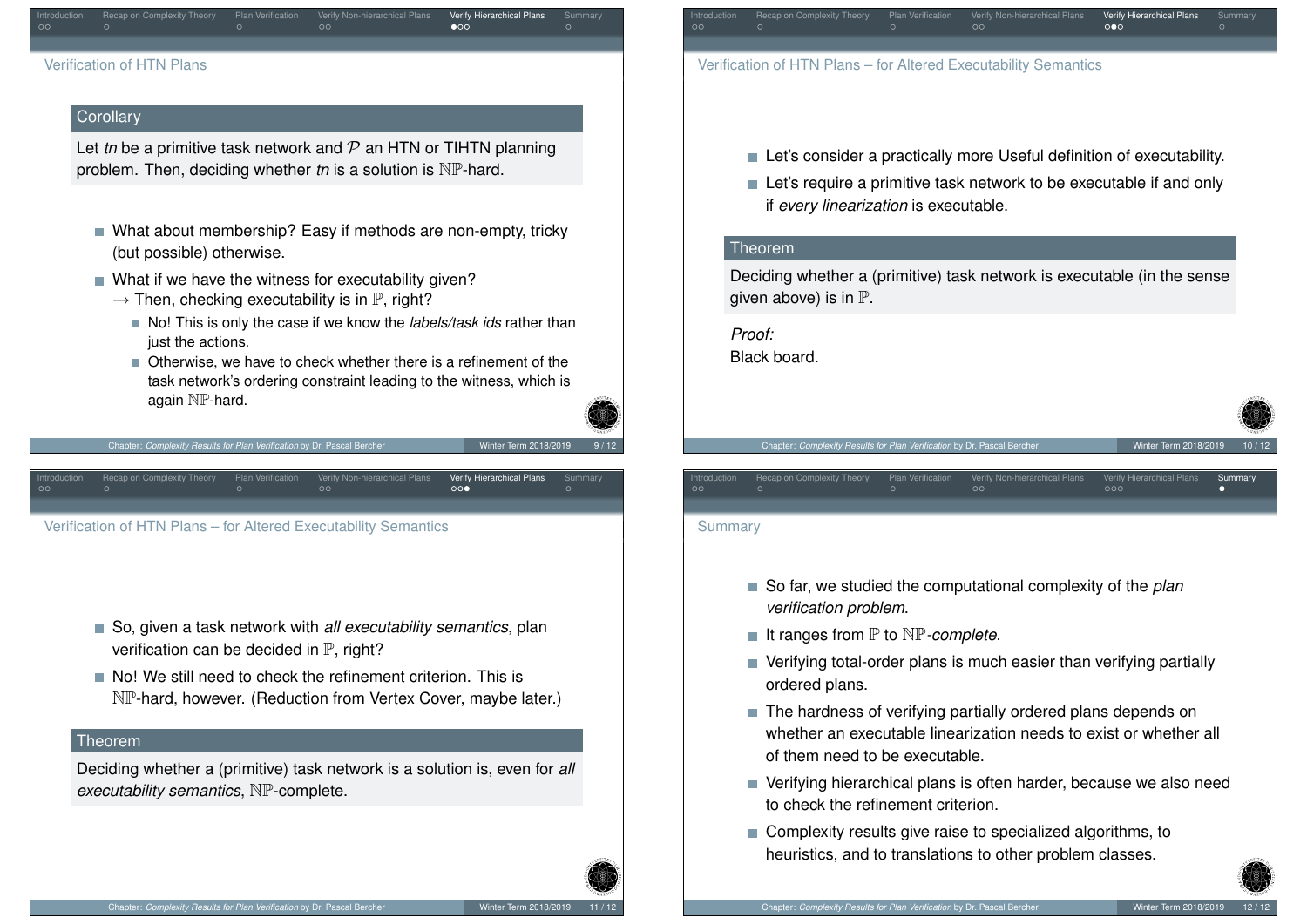## Verification of HTN Plans

**Corollary**

Let *tn* be a primitive task network and $\mathcal{P}$ an HTN or TIHTN planning problem. Then, deciding whether *tn* is a solution is $\mathbb{NP}$-hard.

- What about membership? Easy if methods are non-empty, tricky (but possible) otherwise.
- What if we have the witness for executability given?
  $\rightarrow$ Then, checking executability is in $\mathbb{P}$, right?
  - No! This is only the case if we know the *labels/task ids* rather than just the actions.
  - Otherwise, we have to check whether there is a refinement of the task network's ordering constraint leading to the witness, which is again $\mathbb{NP}$-hard.

## Verification of HTN Plans – for Altered Executability Semantics

- Let's consider a practically more Useful definition of executability.
- Let's require a primitive task network to be executable if and only if *every linearization* is executable.

**Theorem**

Deciding whether a (primitive) task network is executable (in the sense given above) is in $\mathbb{P}$.

*Proof:*
Black board.

## Verification of HTN Plans – for Altered Executability Semantics

- So, given a task network with *all executability semantics*, plan verification can be decided in $\mathbb{P}$, right?
- No! We still need to check the refinement criterion. This is $\mathbb{NP}$-hard, however. (Reduction from Vertex Cover, maybe later.)

**Theorem**

Deciding whether a (primitive) task network is a solution is, even for *all executability semantics*, $\mathbb{NP}$-complete.

## Summary

- So far, we studied the computational complexity of the *plan verification problem*.
- It ranges from $\mathbb{P}$ to $\mathbb{NP}$-*complete*.
- Verifying total-order plans is much easier than verifying partially ordered plans.
- The hardness of verifying partially ordered plans depends on whether an executable linearization needs to exist or whether all of them need to be executable.
- Verifying hierarchical plans is often harder, because we also need to check the refinement criterion.
- Complexity results give raise to specialized algorithms, to heuristics, and to translations to other problem classes.